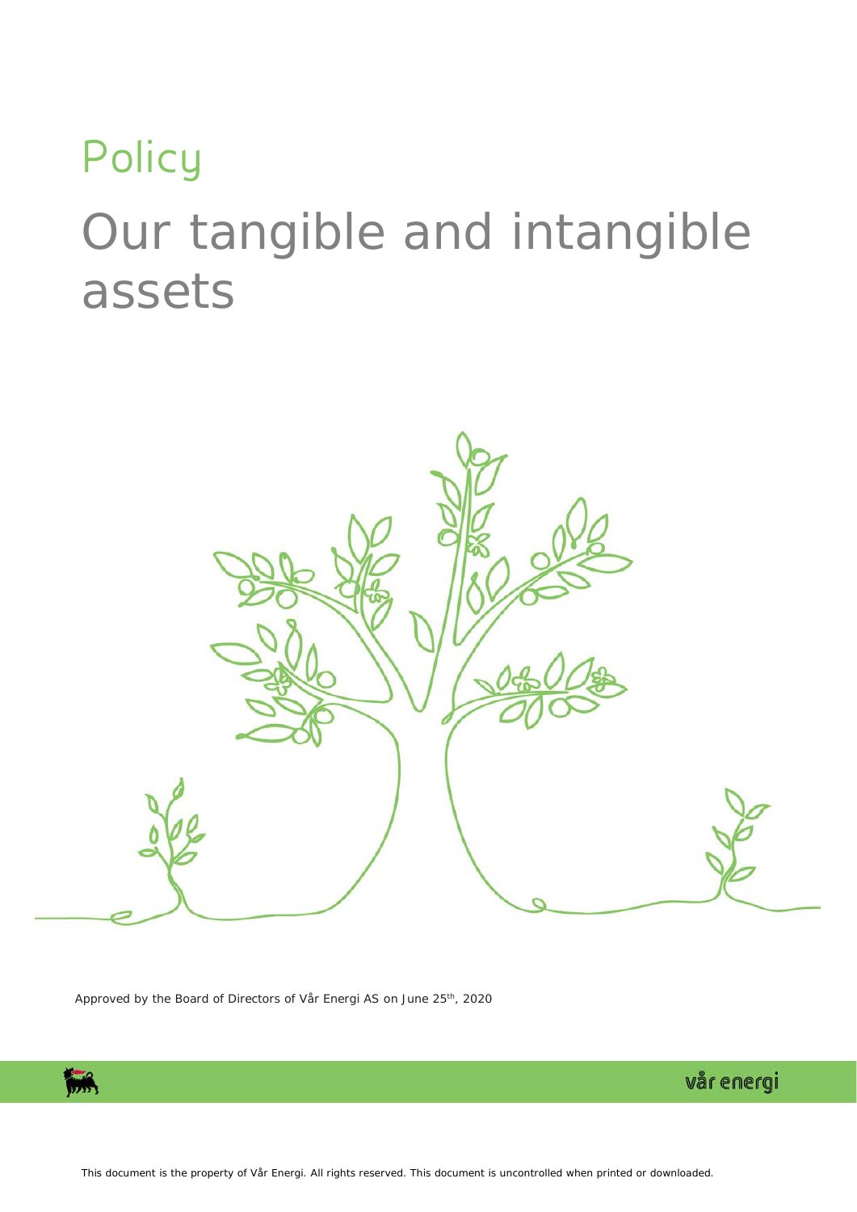# Policy

# Our tangible and intangible assets

Approved by the Board of Directors of Vår Energi AS on June 25th, 2020

This document is the property of Vår Energi. All rights reserved. This document is uncontrolled when printed or downloaded.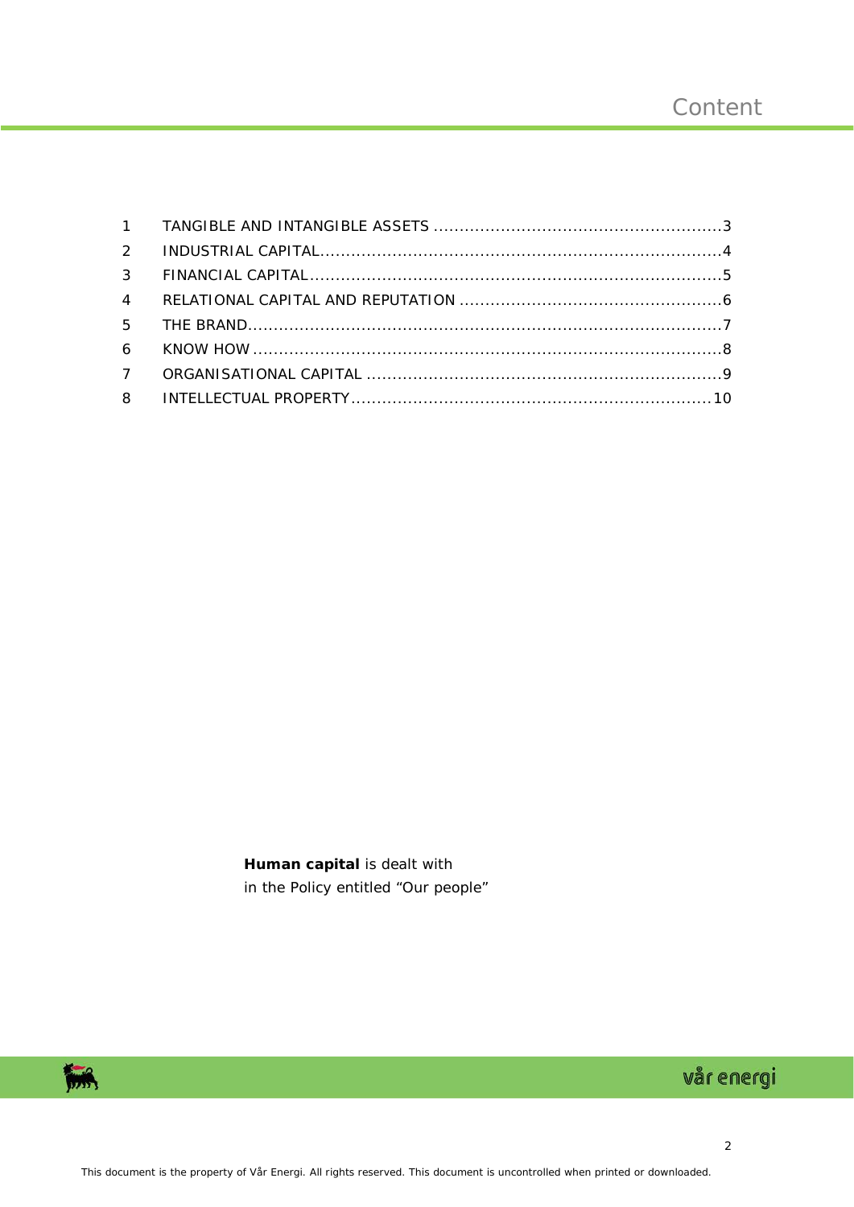# Content

1. TANGIBLE AND INTANGIBLE ASSETS ........................................................ 3
2. INDUSTRIAL CAPITAL ........................................................ 4
3. FINANCIAL CAPITAL ........................................................ 5
4. RELATIONAL CAPITAL AND REPUTATION ........................................................ 6
5. THE BRAND ........................................................ 7
6. KNOW HOW ........................................................ 8
7. ORGANISATIONAL CAPITAL ........................................................ 9
8. INTELLECTUAL PROPERTY ........................................................ 10

**Human capital** is dealt with
in the Policy entitled “Our people”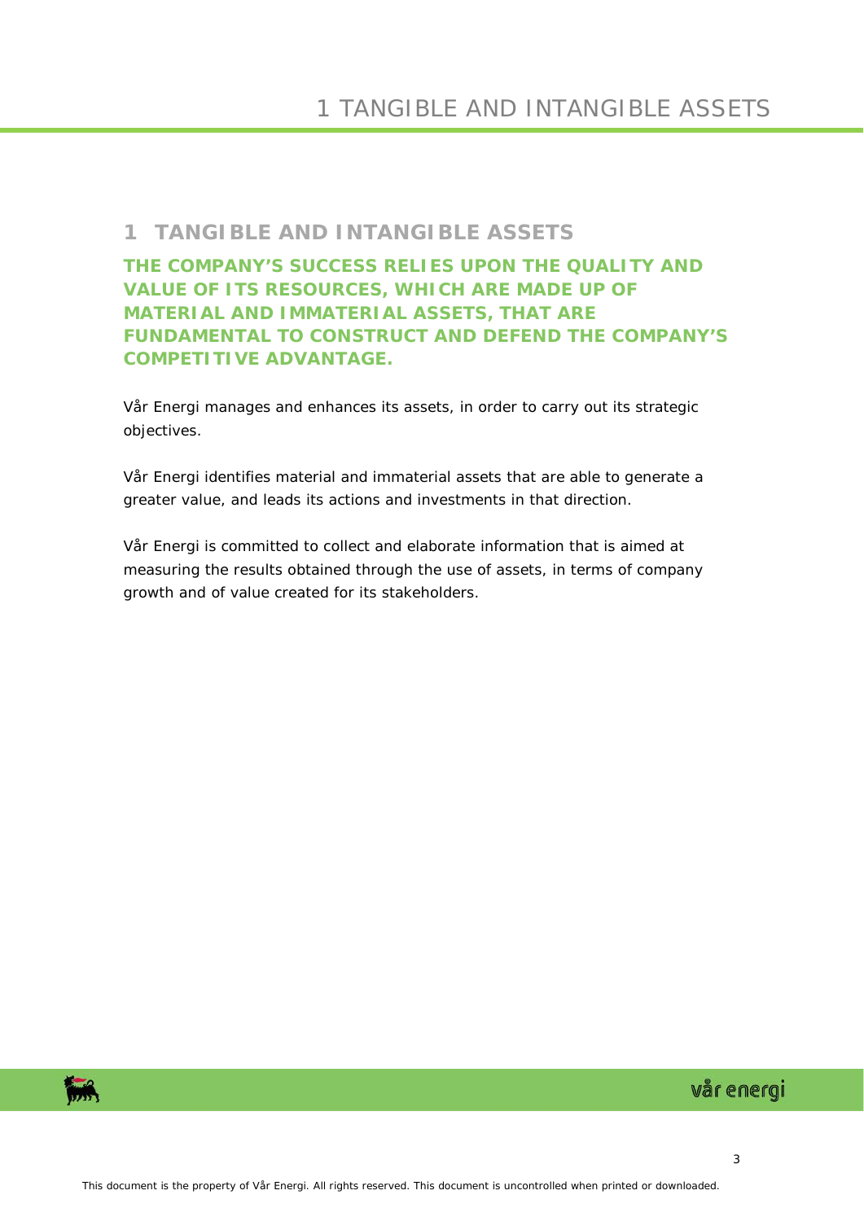# 1 TANGIBLE AND INTANGIBLE ASSETS

**THE COMPANY'S SUCCESS RELIES UPON THE QUALITY AND VALUE OF ITS RESOURCES, WHICH ARE MADE UP OF MATERIAL AND IMMATERIAL ASSETS, THAT ARE FUNDAMENTAL TO CONSTRUCT AND DEFEND THE COMPANY'S COMPETITIVE ADVANTAGE.**

Vår Energi manages and enhances its assets, in order to carry out its strategic objectives.

Vår Energi identifies material and immaterial assets that are able to generate a greater value, and leads its actions and investments in that direction.

Vår Energi is committed to collect and elaborate information that is aimed at measuring the results obtained through the use of assets, in terms of company growth and of value created for its stakeholders.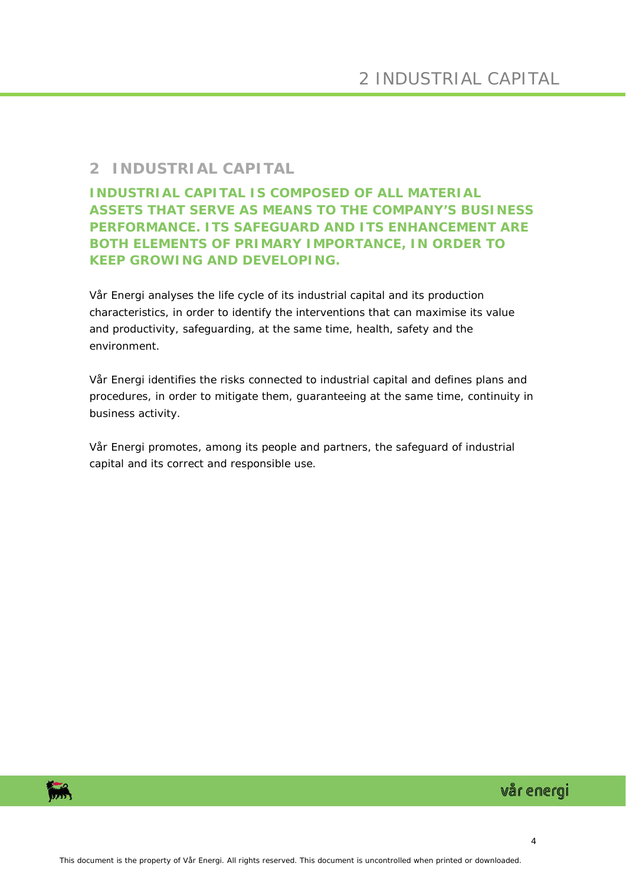## 2 INDUSTRIAL CAPITAL

**INDUSTRIAL CAPITAL IS COMPOSED OF ALL MATERIAL ASSETS THAT SERVE AS MEANS TO THE COMPANY'S BUSINESS PERFORMANCE. ITS SAFEGUARD AND ITS ENHANCEMENT ARE BOTH ELEMENTS OF PRIMARY IMPORTANCE, IN ORDER TO KEEP GROWING AND DEVELOPING.**

Vår Energi analyses the life cycle of its industrial capital and its production characteristics, in order to identify the interventions that can maximise its value and productivity, safeguarding, at the same time, health, safety and the environment.

Vår Energi identifies the risks connected to industrial capital and defines plans and procedures, in order to mitigate them, guaranteeing at the same time, continuity in business activity.

Vår Energi promotes, among its people and partners, the safeguard of industrial capital and its correct and responsible use.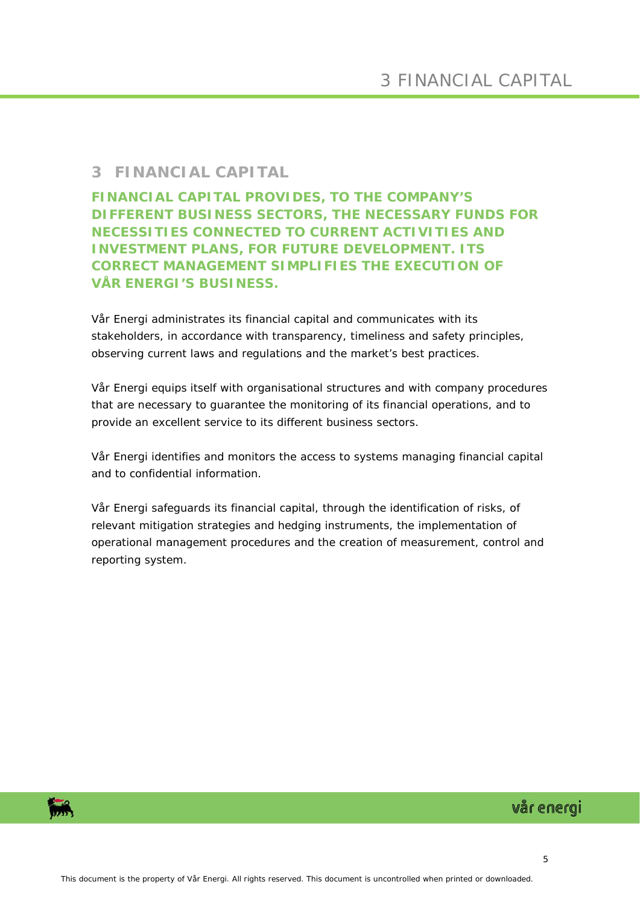# 3 FINANCIAL CAPITAL

**FINANCIAL CAPITAL PROVIDES, TO THE COMPANY'S DIFFERENT BUSINESS SECTORS, THE NECESSARY FUNDS FOR NECESSITIES CONNECTED TO CURRENT ACTIVITIES AND INVESTMENT PLANS, FOR FUTURE DEVELOPMENT. ITS CORRECT MANAGEMENT SIMPLIFIES THE EXECUTION OF VÅR ENERGI'S BUSINESS.**

Vår Energi administrates its financial capital and communicates with its stakeholders, in accordance with transparency, timeliness and safety principles, observing current laws and regulations and the market's best practices.

Vår Energi equips itself with organisational structures and with company procedures that are necessary to guarantee the monitoring of its financial operations, and to provide an excellent service to its different business sectors.

Vår Energi identifies and monitors the access to systems managing financial capital and to confidential information.

Vår Energi safeguards its financial capital, through the identification of risks, of relevant mitigation strategies and hedging instruments, the implementation of operational management procedures and the creation of measurement, control and reporting system.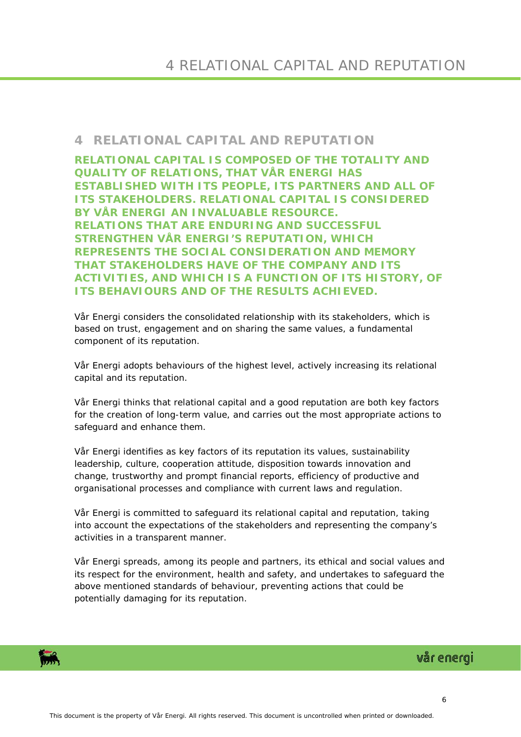# 4 RELATIONAL CAPITAL AND REPUTATION

**RELATIONAL CAPITAL IS COMPOSED OF THE TOTALITY AND QUALITY OF RELATIONS, THAT VÅR ENERGI HAS ESTABLISHED WITH ITS PEOPLE, ITS PARTNERS AND ALL OF ITS STAKEHOLDERS. RELATIONAL CAPITAL IS CONSIDERED BY VÅR ENERGI AN INVALUABLE RESOURCE. RELATIONS THAT ARE ENDURING AND SUCCESSFUL STRENGTHEN VÅR ENERGI'S REPUTATION, WHICH REPRESENTS THE SOCIAL CONSIDERATION AND MEMORY THAT STAKEHOLDERS HAVE OF THE COMPANY AND ITS ACTIVITIES, AND WHICH IS A FUNCTION OF ITS HISTORY, OF ITS BEHAVIOURS AND OF THE RESULTS ACHIEVED.**

Vår Energi considers the consolidated relationship with its stakeholders, which is based on trust, engagement and on sharing the same values, a fundamental component of its reputation.

Vår Energi adopts behaviours of the highest level, actively increasing its relational capital and its reputation.

Vår Energi thinks that relational capital and a good reputation are both key factors for the creation of long-term value, and carries out the most appropriate actions to safeguard and enhance them.

Vår Energi identifies as key factors of its reputation its values, sustainability leadership, culture, cooperation attitude, disposition towards innovation and change, trustworthy and prompt financial reports, efficiency of productive and organisational processes and compliance with current laws and regulation.

Vår Energi is committed to safeguard its relational capital and reputation, taking into account the expectations of the stakeholders and representing the company's activities in a transparent manner.

Vår Energi spreads, among its people and partners, its ethical and social values and its respect for the environment, health and safety, and undertakes to safeguard the above mentioned standards of behaviour, preventing actions that could be potentially damaging for its reputation.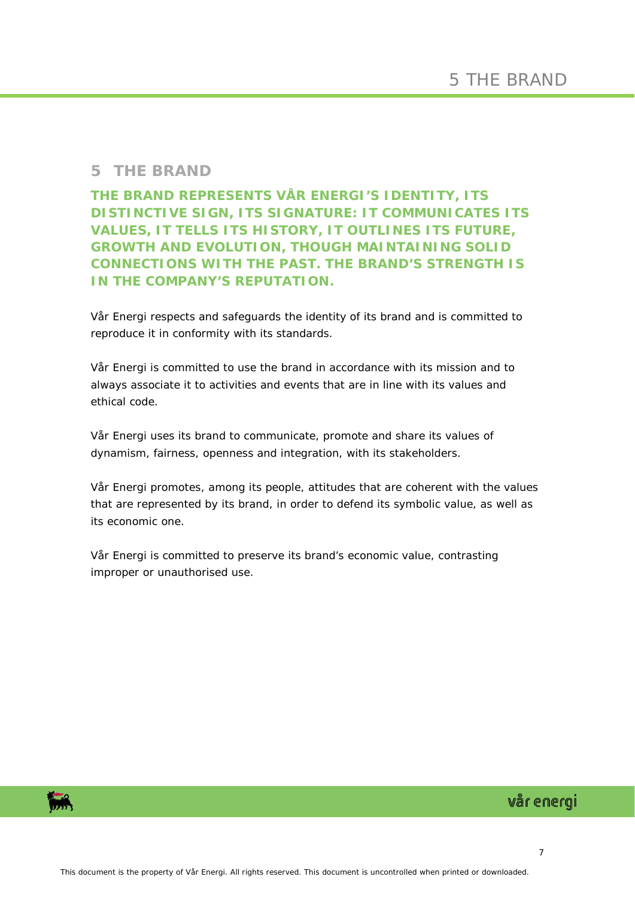## 5 THE BRAND

**THE BRAND REPRESENTS VÅR ENERGI'S IDENTITY, ITS DISTINCTIVE SIGN, ITS SIGNATURE: IT COMMUNICATES ITS VALUES, IT TELLS ITS HISTORY, IT OUTLINES ITS FUTURE, GROWTH AND EVOLUTION, THOUGH MAINTAINING SOLID CONNECTIONS WITH THE PAST. THE BRAND'S STRENGTH IS IN THE COMPANY'S REPUTATION.**

Vår Energi respects and safeguards the identity of its brand and is committed to reproduce it in conformity with its standards.

Vår Energi is committed to use the brand in accordance with its mission and to always associate it to activities and events that are in line with its values and ethical code.

Vår Energi uses its brand to communicate, promote and share its values of dynamism, fairness, openness and integration, with its stakeholders.

Vår Energi promotes, among its people, attitudes that are coherent with the values that are represented by its brand, in order to defend its symbolic value, as well as its economic one.

Vår Energi is committed to preserve its brand's economic value, contrasting improper or unauthorised use.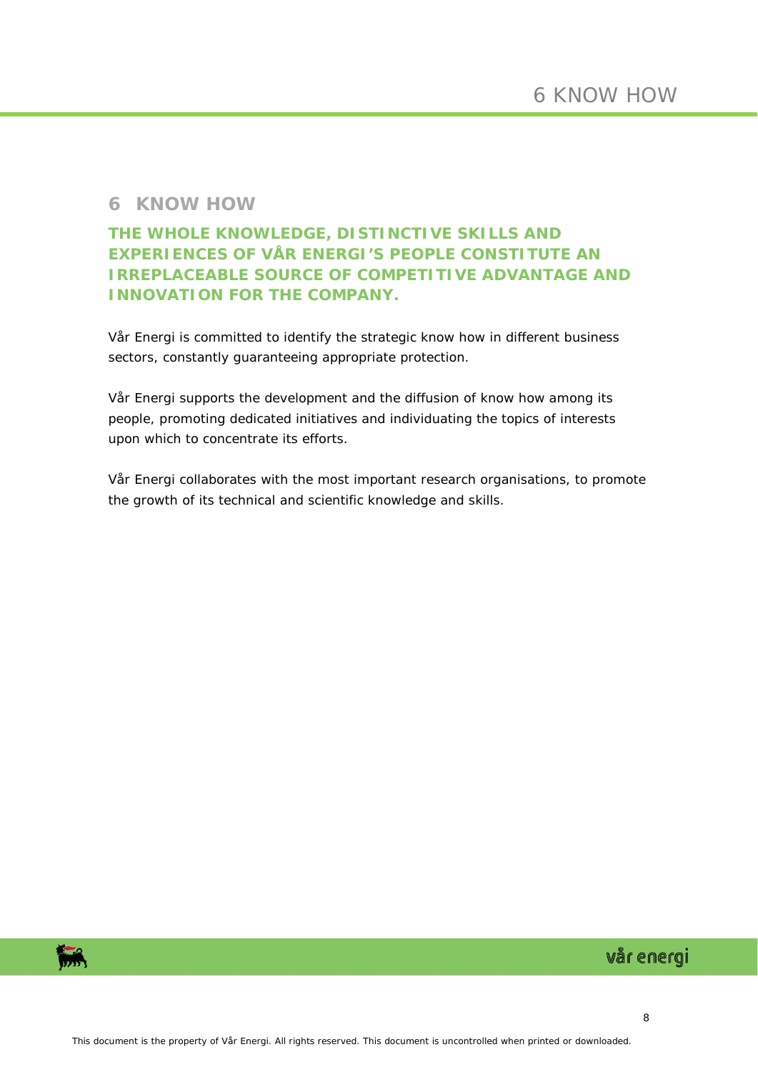## 6 KNOW HOW

**THE WHOLE KNOWLEDGE, DISTINCTIVE SKILLS AND EXPERIENCES OF VÅR ENERGI'S PEOPLE CONSTITUTE AN IRREPLACEABLE SOURCE OF COMPETITIVE ADVANTAGE AND INNOVATION FOR THE COMPANY.**

Vår Energi is committed to identify the strategic know how in different business sectors, constantly guaranteeing appropriate protection.

Vår Energi supports the development and the diffusion of know how among its people, promoting dedicated initiatives and individuating the topics of interests upon which to concentrate its efforts.

Vår Energi collaborates with the most important research organisations, to promote the growth of its technical and scientific knowledge and skills.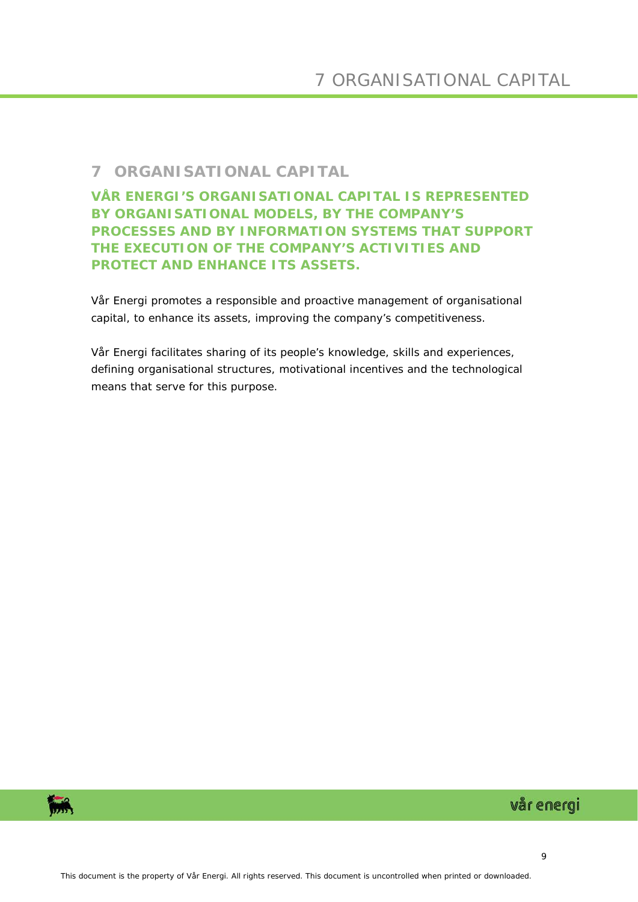# 7 ORGANISATIONAL CAPITAL

**VÅR ENERGI'S ORGANISATIONAL CAPITAL IS REPRESENTED BY ORGANISATIONAL MODELS, BY THE COMPANY'S PROCESSES AND BY INFORMATION SYSTEMS THAT SUPPORT THE EXECUTION OF THE COMPANY'S ACTIVITIES AND PROTECT AND ENHANCE ITS ASSETS.**

Vår Energi promotes a responsible and proactive management of organisational capital, to enhance its assets, improving the company's competitiveness.

Vår Energi facilitates sharing of its people's knowledge, skills and experiences, defining organisational structures, motivational incentives and the technological means that serve for this purpose.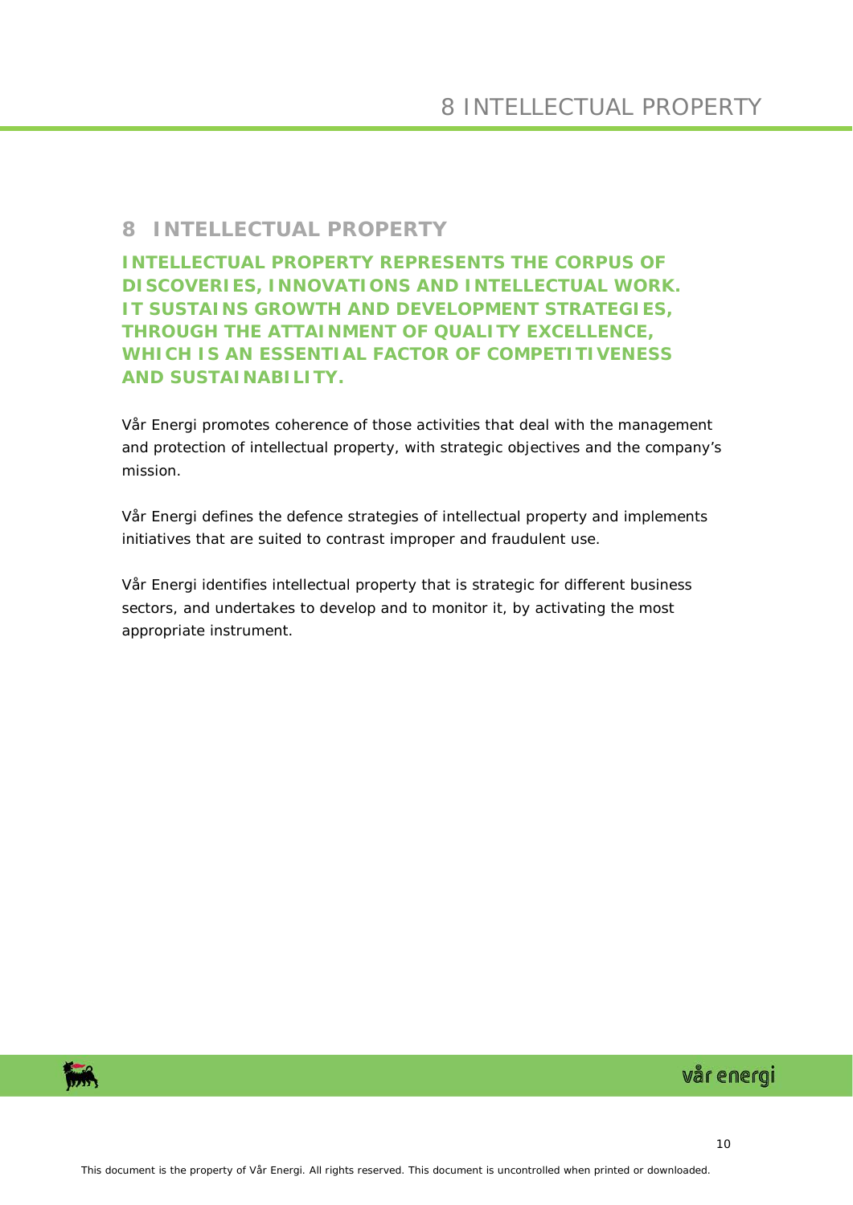## 8 INTELLECTUAL PROPERTY

**INTELLECTUAL PROPERTY REPRESENTS THE CORPUS OF DISCOVERIES, INNOVATIONS AND INTELLECTUAL WORK. IT SUSTAINS GROWTH AND DEVELOPMENT STRATEGIES, THROUGH THE ATTAINMENT OF QUALITY EXCELLENCE, WHICH IS AN ESSENTIAL FACTOR OF COMPETITIVENESS AND SUSTAINABILITY.**

Vår Energi promotes coherence of those activities that deal with the management and protection of intellectual property, with strategic objectives and the company's mission.

Vår Energi defines the defence strategies of intellectual property and implements initiatives that are suited to contrast improper and fraudulent use.

Vår Energi identifies intellectual property that is strategic for different business sectors, and undertakes to develop and to monitor it, by activating the most appropriate instrument.